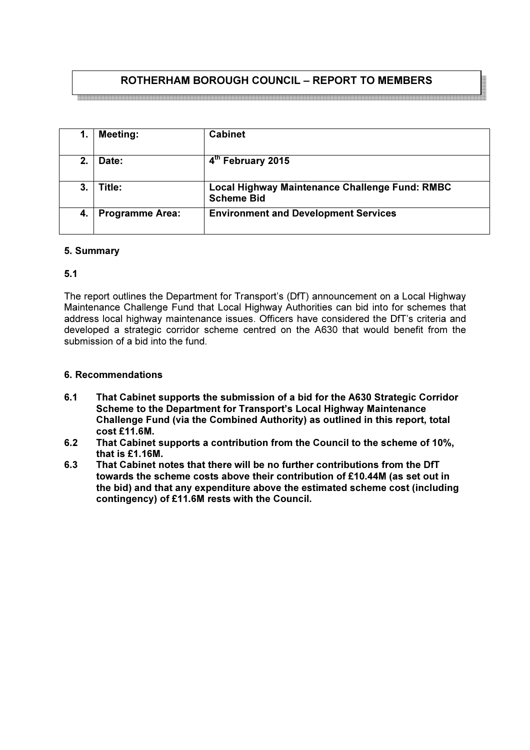# ROTHERHAM BOROUGH COUNCIL – REPORT TO MEMBERS

| 1. | Meeting: | Cabinet |
|---|---|---|
| 2. | Date: | 4th February 2015 |
| 3. | Title: | Local Highway Maintenance Challenge Fund: RMBC Scheme Bid |
| 4. | Programme Area: | Environment and Development Services |

## 5. Summary

### 5.1

The report outlines the Department for Transport's (DfT) announcement on a Local Highway Maintenance Challenge Fund that Local Highway Authorities can bid into for schemes that address local highway maintenance issues. Officers have considered the DfT's criteria and developed a strategic corridor scheme centred on the A630 that would benefit from the submission of a bid into the fund.

## 6. Recommendations

**6.1 That Cabinet supports the submission of a bid for the A630 Strategic Corridor Scheme to the Department for Transport's Local Highway Maintenance Challenge Fund (via the Combined Authority) as outlined in this report, total cost £11.6M.**

**6.2 That Cabinet supports a contribution from the Council to the scheme of 10%, that is £1.16M.**

**6.3 That Cabinet notes that there will be no further contributions from the DfT towards the scheme costs above their contribution of £10.44M (as set out in the bid) and that any expenditure above the estimated scheme cost (including contingency) of £11.6M rests with the Council.**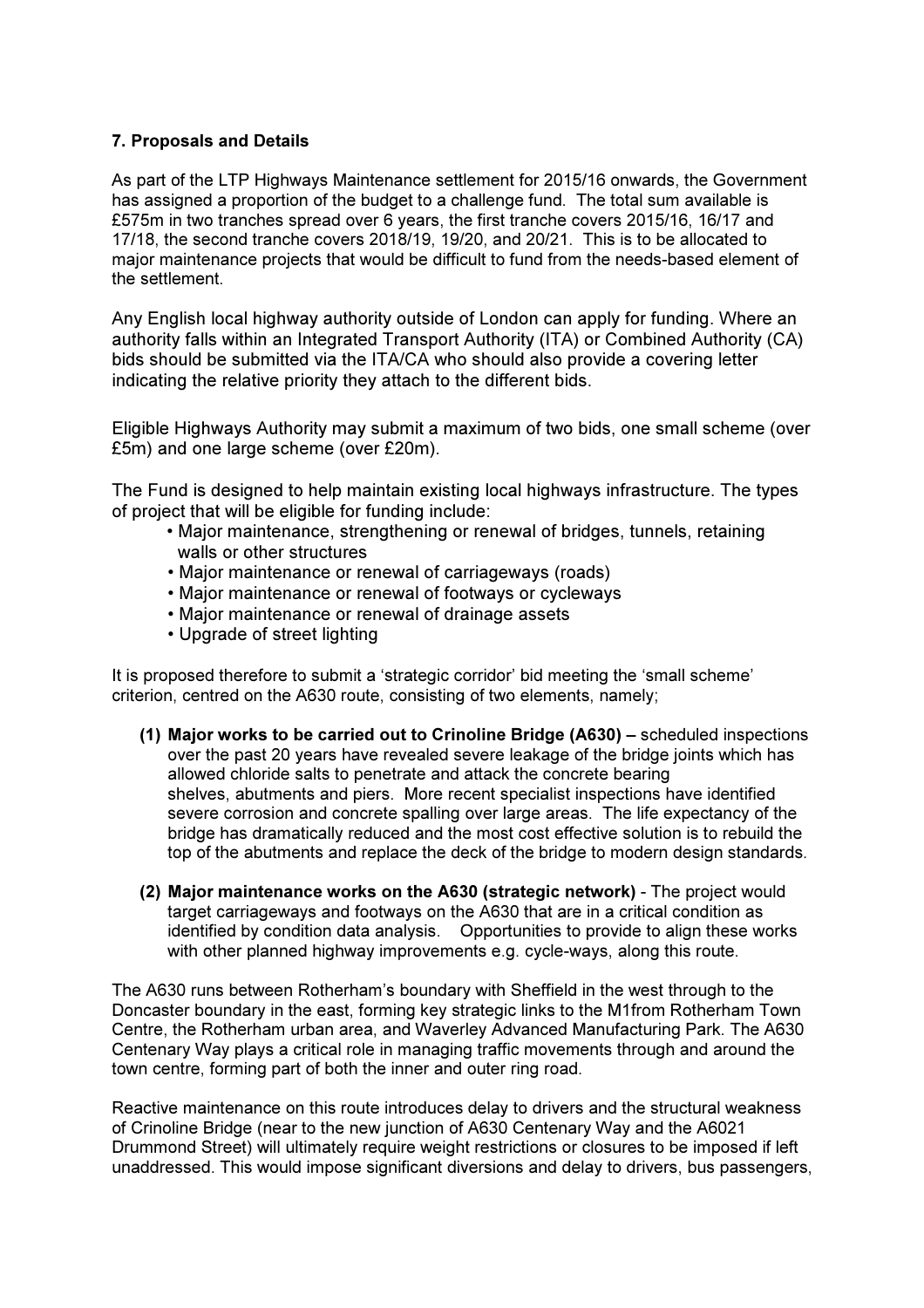### 7. Proposals and Details

As part of the LTP Highways Maintenance settlement for 2015/16 onwards, the Government has assigned a proportion of the budget to a challenge fund. The total sum available is £575m in two tranches spread over 6 years, the first tranche covers 2015/16, 16/17 and 17/18, the second tranche covers 2018/19, 19/20, and 20/21. This is to be allocated to major maintenance projects that would be difficult to fund from the needs-based element of the settlement.

Any English local highway authority outside of London can apply for funding. Where an authority falls within an Integrated Transport Authority (ITA) or Combined Authority (CA) bids should be submitted via the ITA/CA who should also provide a covering letter indicating the relative priority they attach to the different bids.

Eligible Highways Authority may submit a maximum of two bids, one small scheme (over £5m) and one large scheme (over £20m).

The Fund is designed to help maintain existing local highways infrastructure. The types of project that will be eligible for funding include:

- Major maintenance, strengthening or renewal of bridges, tunnels, retaining walls or other structures
- Major maintenance or renewal of carriageways (roads)
- Major maintenance or renewal of footways or cycleways
- Major maintenance or renewal of drainage assets
- Upgrade of street lighting

It is proposed therefore to submit a 'strategic corridor' bid meeting the 'small scheme' criterion, centred on the A630 route, consisting of two elements, namely;

1. **Major works to be carried out to Crinoline Bridge (A630) –** scheduled inspections over the past 20 years have revealed severe leakage of the bridge joints which has allowed chloride salts to penetrate and attack the concrete bearing shelves, abutments and piers. More recent specialist inspections have identified severe corrosion and concrete spalling over large areas. The life expectancy of the bridge has dramatically reduced and the most cost effective solution is to rebuild the top of the abutments and replace the deck of the bridge to modern design standards.

2. **Major maintenance works on the A630 (strategic network)** - The project would target carriageways and footways on the A630 that are in a critical condition as identified by condition data analysis. Opportunities to provide to align these works with other planned highway improvements e.g. cycle-ways, along this route.

The A630 runs between Rotherham's boundary with Sheffield in the west through to the Doncaster boundary in the east, forming key strategic links to the M1from Rotherham Town Centre, the Rotherham urban area, and Waverley Advanced Manufacturing Park. The A630 Centenary Way plays a critical role in managing traffic movements through and around the town centre, forming part of both the inner and outer ring road.

Reactive maintenance on this route introduces delay to drivers and the structural weakness of Crinoline Bridge (near to the new junction of A630 Centenary Way and the A6021 Drummond Street) will ultimately require weight restrictions or closures to be imposed if left unaddressed. This would impose significant diversions and delay to drivers, bus passengers,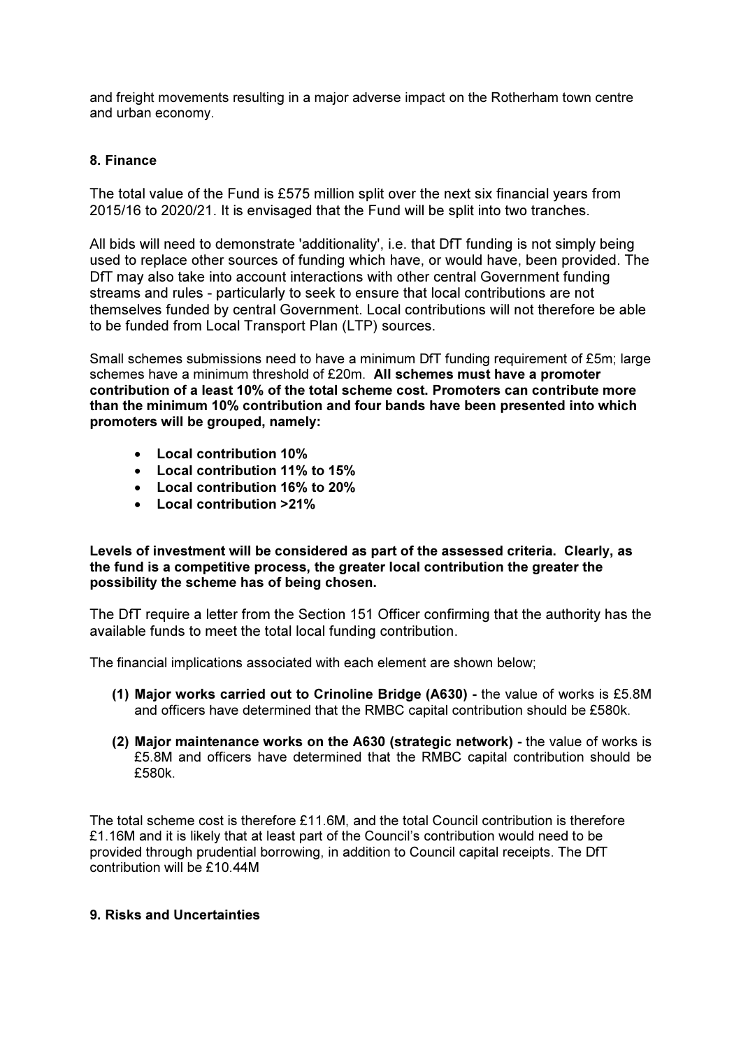and freight movements resulting in a major adverse impact on the Rotherham town centre and urban economy.

## 8. Finance

The total value of the Fund is £575 million split over the next six financial years from 2015/16 to 2020/21. It is envisaged that the Fund will be split into two tranches.

All bids will need to demonstrate 'additionality', i.e. that DfT funding is not simply being used to replace other sources of funding which have, or would have, been provided. The DfT may also take into account interactions with other central Government funding streams and rules - particularly to seek to ensure that local contributions are not themselves funded by central Government. Local contributions will not therefore be able to be funded from Local Transport Plan (LTP) sources.

Small schemes submissions need to have a minimum DfT funding requirement of £5m; large schemes have a minimum threshold of £20m. **All schemes must have a promoter contribution of a least 10% of the total scheme cost. Promoters can contribute more than the minimum 10% contribution and four bands have been presented into which promoters will be grouped, namely:**

- **Local contribution 10%**
- **Local contribution 11% to 15%**
- **Local contribution 16% to 20%**
- **Local contribution >21%**

**Levels of investment will be considered as part of the assessed criteria. Clearly, as the fund is a competitive process, the greater local contribution the greater the possibility the scheme has of being chosen.**

The DfT require a letter from the Section 151 Officer confirming that the authority has the available funds to meet the total local funding contribution.

The financial implications associated with each element are shown below;

1. **Major works carried out to Crinoline Bridge (A630) -** the value of works is £5.8M and officers have determined that the RMBC capital contribution should be £580k.
2. **Major maintenance works on the A630 (strategic network) -** the value of works is £5.8M and officers have determined that the RMBC capital contribution should be £580k.

The total scheme cost is therefore £11.6M, and the total Council contribution is therefore £1.16M and it is likely that at least part of the Council's contribution would need to be provided through prudential borrowing, in addition to Council capital receipts. The DfT contribution will be £10.44M

## 9. Risks and Uncertainties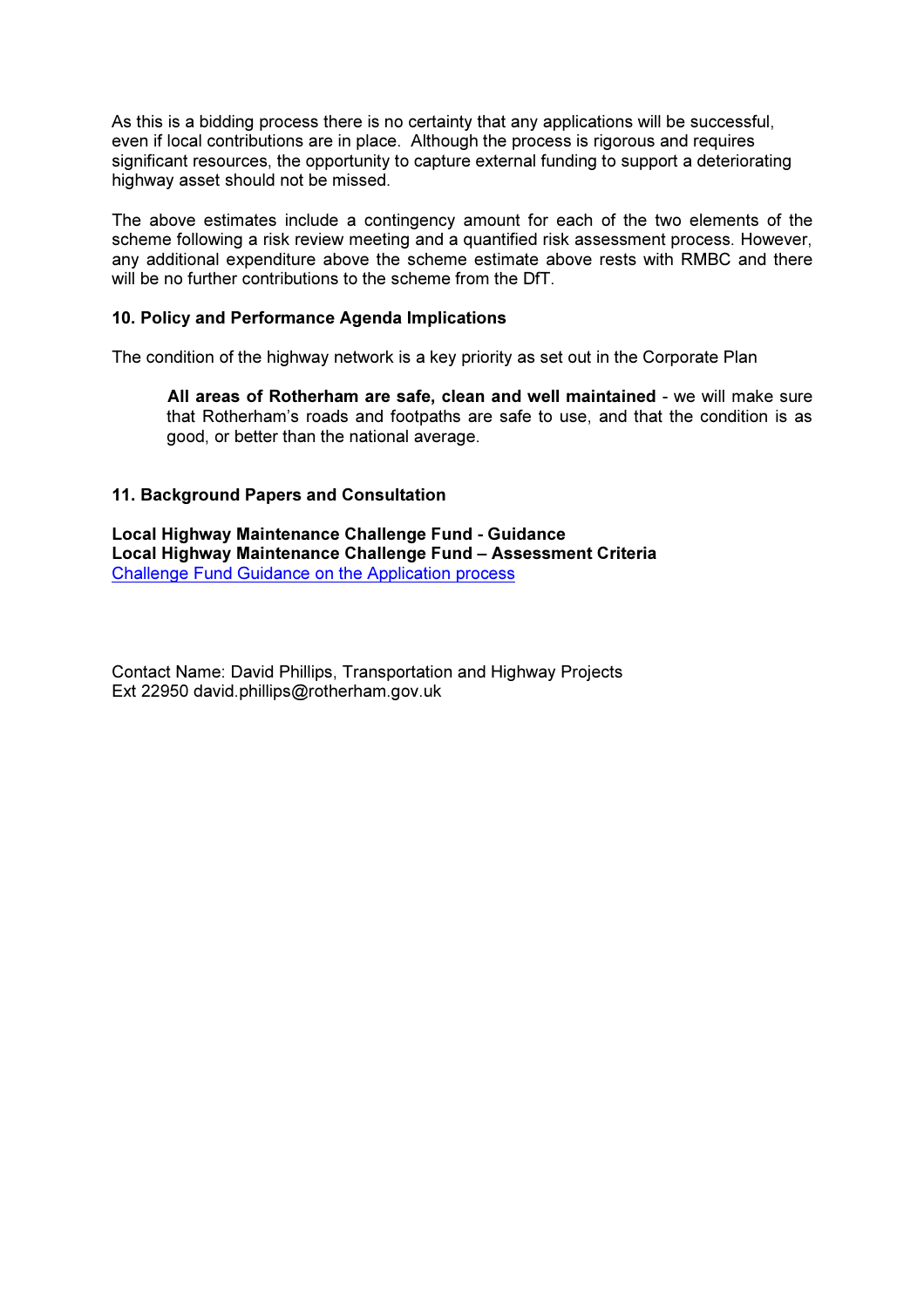As this is a bidding process there is no certainty that any applications will be successful, even if local contributions are in place. Although the process is rigorous and requires significant resources, the opportunity to capture external funding to support a deteriorating highway asset should not be missed.

The above estimates include a contingency amount for each of the two elements of the scheme following a risk review meeting and a quantified risk assessment process. However, any additional expenditure above the scheme estimate above rests with RMBC and there will be no further contributions to the scheme from the DfT.

**10. Policy and Performance Agenda Implications**

The condition of the highway network is a key priority as set out in the Corporate Plan

> **All areas of Rotherham are safe, clean and well maintained** - we will make sure that Rotherham's roads and footpaths are safe to use, and that the condition is as good, or better than the national average.

**11. Background Papers and Consultation**

**Local Highway Maintenance Challenge Fund - Guidance**
**Local Highway Maintenance Challenge Fund – Assessment Criteria**
Challenge Fund Guidance on the Application process

Contact Name: David Phillips, Transportation and Highway Projects
Ext 22950 david.phillips@rotherham.gov.uk